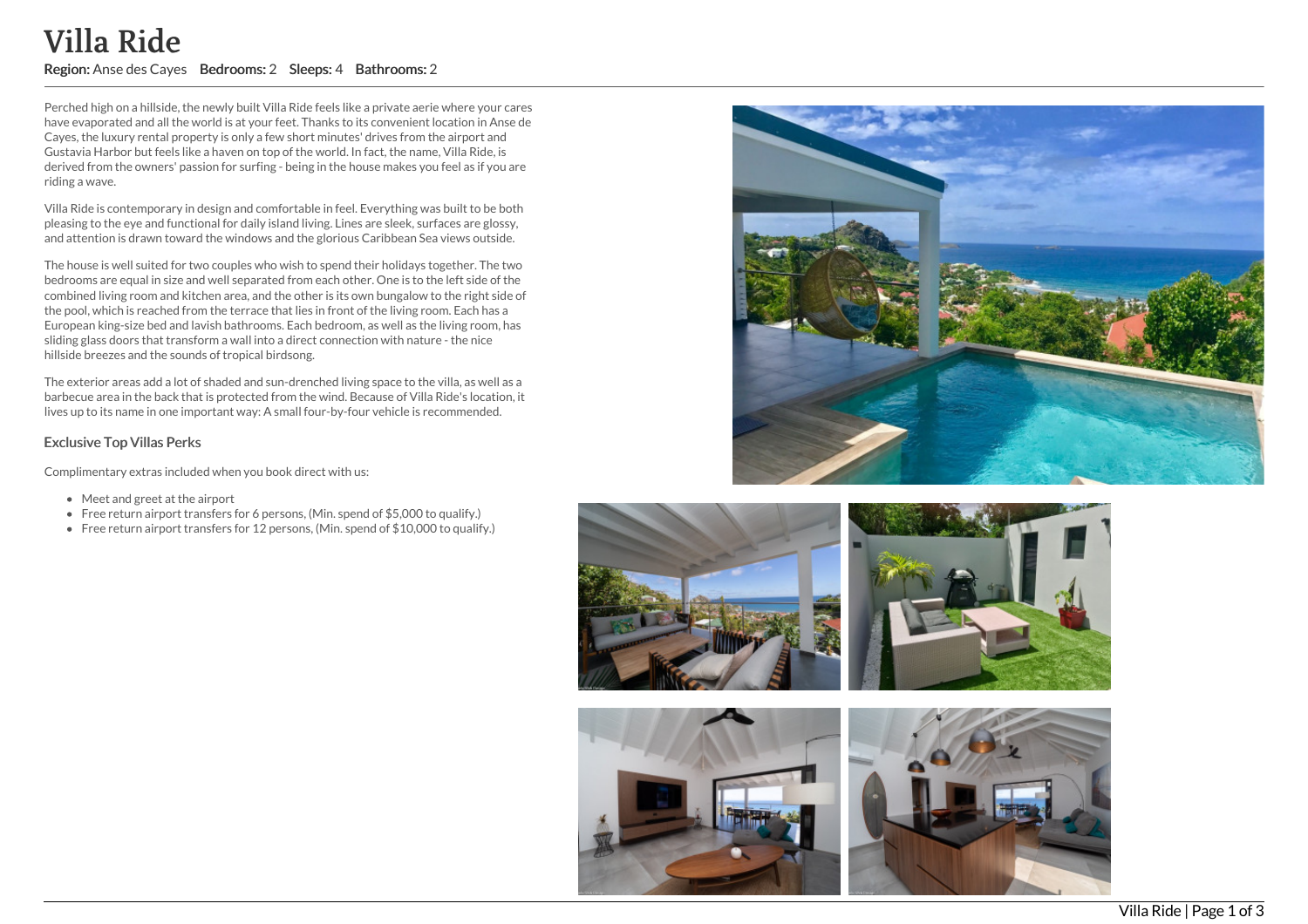# Villa Ride

**Region:** Anse des Cayes **Bedrooms:** 2 **Sleeps:** 4 **Bathrooms:** 2

Perched high on a hillside, the newly built Villa Ride feels like a private aerie where your cares have evaporated and all the world is at your feet. Thanks to its convenient location in Anse de Cayes, the luxury rental property is only a few short minutes' drives from the airport and Gustavia Harbor but feels like a haven on top of the world. In fact, the name, Villa Ride, is derived from the owners' passion for surfing - being in the house makes you feel as if you are riding a wave.

Villa Ride is contemporary in design and comfortable in feel. Everything was built to be both pleasing to the eye and functional for daily island living. Lines are sleek, surfaces are glossy, and attention is drawn toward the windows and the glorious Caribbean Sea views outside.

The house is well suited for two couples who wish to spend their holidays together. The two bedrooms are equal in size and well separated from each other. One is to the left side of the combined living room and kitchen area, and the other is its own bungalow to the right side of the pool, which is reached from the terrace that lies in front of the living room. Each has a European king-size bed and lavish bathrooms. Each bedroom, as well as the living room, has sliding glass doors that transform a wall into a direct connection with nature - the nice hillside breezes and the sounds of tropical birdsong.

The exterior areas add a lot of shaded and sun-drenched living space to the villa, as well as a barbecue area in the back that is protected from the wind. Because of Villa Ride's location, it lives up to its name in one important way: A small four-by-four vehicle is recommended.

### Exclusive Top Villas Perks

Complimentary extras included when you book direct with us:

- Meet and greet at the airport
- Free return airport transfers for 6 persons, (Min. spend of $5,000 to qualify.)
- Free return airport transfers for 12 persons, (Min. spend of $10,000 to qualify.)